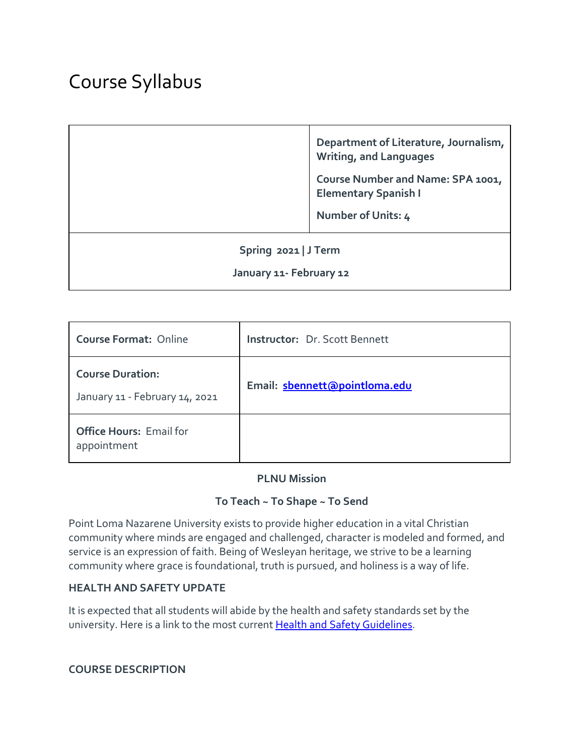# Course Syllabus

| | Department of Literature, Journalism, Writing, and Languages<br>Course Number and Name: SPA 1001, Elementary Spanish I<br>Number of Units: 4 |
|---|---|
| Spring 2021 \| J Term<br>January 11- February 12 | |

| **Course Format:** Online | **Instructor:** Dr. Scott Bennett |
|---|---|
| **Course Duration:** January 11 - February 14, 2021 | **Email:** [sbennett@pointloma.edu](mailto:sbennett@pointloma.edu) |
| **Office Hours:** Email for appointment | |

**PLNU Mission**

**To Teach ~ To Shape ~ To Send**

Point Loma Nazarene University exists to provide higher education in a vital Christian community where minds are engaged and challenged, character is modeled and formed, and service is an expression of faith. Being of Wesleyan heritage, we strive to be a learning community where grace is foundational, truth is pursued, and holiness is a way of life.

### HEALTH AND SAFETY UPDATE

It is expected that all students will abide by the health and safety standards set by the university. Here is a link to the most current Health and Safety Guidelines.

### COURSE DESCRIPTION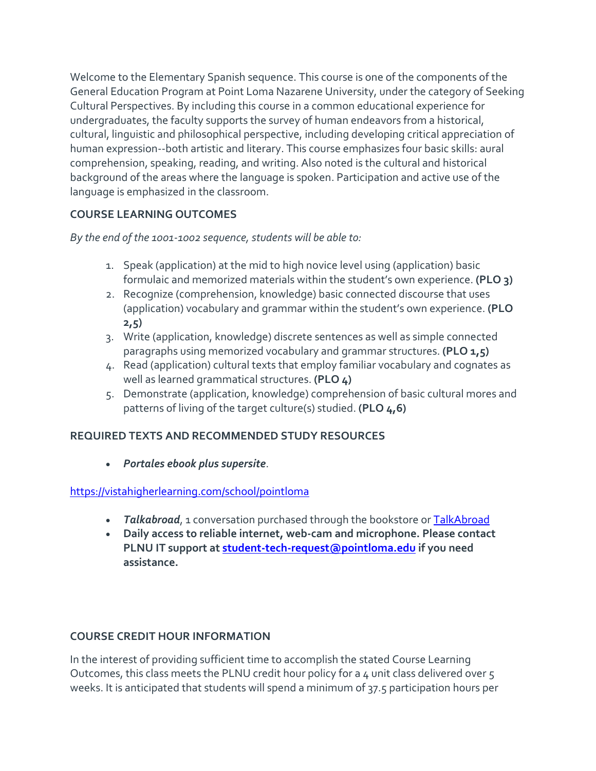Welcome to the Elementary Spanish sequence. This course is one of the components of the General Education Program at Point Loma Nazarene University, under the category of Seeking Cultural Perspectives. By including this course in a common educational experience for undergraduates, the faculty supports the survey of human endeavors from a historical, cultural, linguistic and philosophical perspective, including developing critical appreciation of human expression--both artistic and literary. This course emphasizes four basic skills: aural comprehension, speaking, reading, and writing. Also noted is the cultural and historical background of the areas where the language is spoken. Participation and active use of the language is emphasized in the classroom.

### COURSE LEARNING OUTCOMES

*By the end of the 1001-1002 sequence, students will be able to:*

1. Speak (application) at the mid to high novice level using (application) basic formulaic and memorized materials within the student's own experience. **(PLO 3)**
2. Recognize (comprehension, knowledge) basic connected discourse that uses (application) vocabulary and grammar within the student's own experience. **(PLO 2,5)**
3. Write (application, knowledge) discrete sentences as well as simple connected paragraphs using memorized vocabulary and grammar structures. **(PLO 1,5)**
4. Read (application) cultural texts that employ familiar vocabulary and cognates as well as learned grammatical structures. **(PLO 4)**
5. Demonstrate (application, knowledge) comprehension of basic cultural mores and patterns of living of the target culture(s) studied. **(PLO 4,6)**

### REQUIRED TEXTS AND RECOMMENDED STUDY RESOURCES

- ***Portales ebook plus supersite***.

https://vistahigherlearning.com/school/pointloma

- ***Talkabroad***, 1 conversation purchased through the bookstore or TalkAbroad
- **Daily access to reliable internet, web-cam and microphone. Please contact PLNU IT support at student-tech-request@pointloma.edu if you need assistance.**

### COURSE CREDIT HOUR INFORMATION

In the interest of providing sufficient time to accomplish the stated Course Learning Outcomes, this class meets the PLNU credit hour policy for a 4 unit class delivered over 5 weeks. It is anticipated that students will spend a minimum of 37.5 participation hours per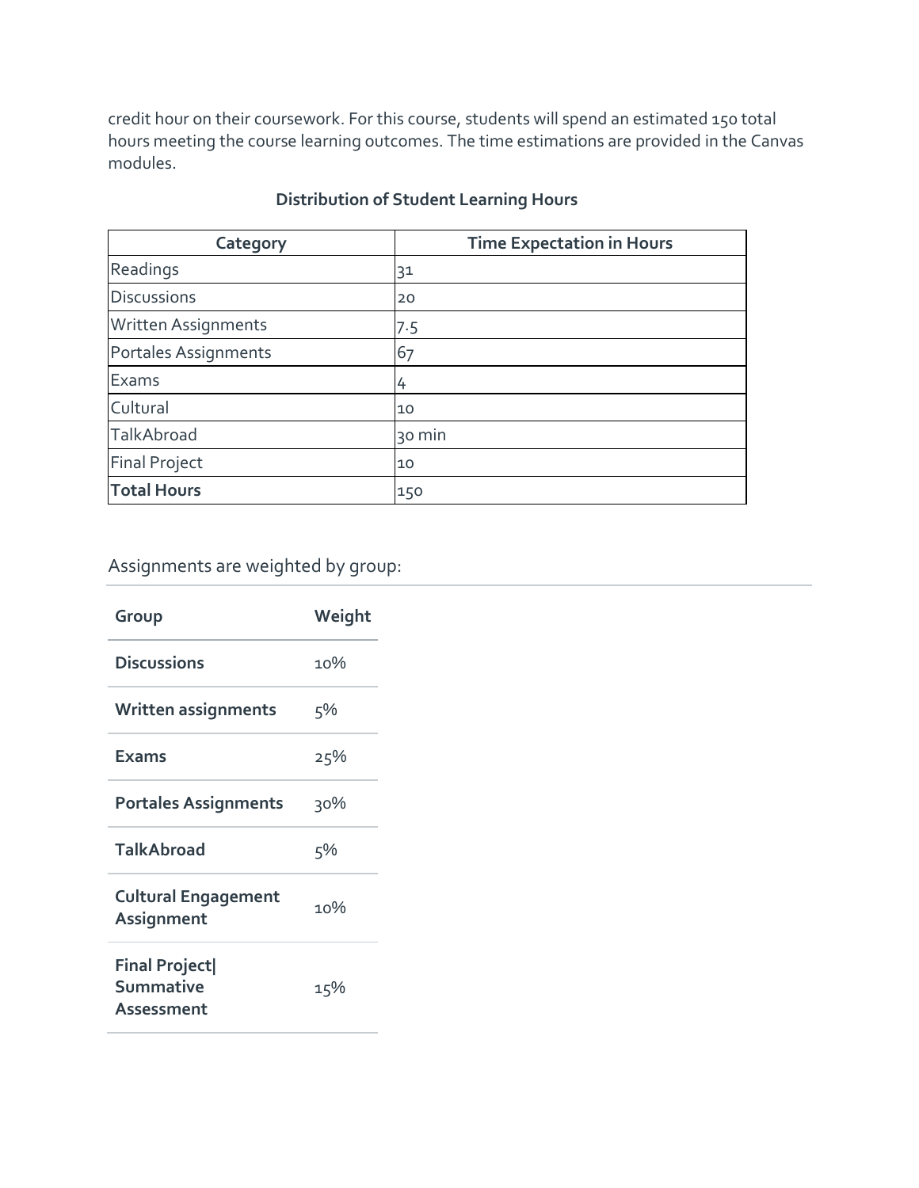credit hour on their coursework. For this course, students will spend an estimated 150 total hours meeting the course learning outcomes. The time estimations are provided in the Canvas modules.

**Distribution of Student Learning Hours**

| Category | Time Expectation in Hours |
|---|---|
| Readings | 31 |
| Discussions | 20 |
| Written Assignments | 7.5 |
| Portales Assignments | 67 |
| Exams | 4 |
| Cultural | 10 |
| TalkAbroad | 30 min |
| Final Project | 10 |
| **Total Hours** | 150 |

## Assignments are weighted by group:

| Group | Weight |
|---|---|
| **Discussions** | 10% |
| **Written assignments** | 5% |
| **Exams** | 25% |
| **Portales Assignments** | 30% |
| **TalkAbroad** | 5% |
| **Cultural Engagement Assignment** | 10% |
| **Final Project\| Summative Assessment** | 15% |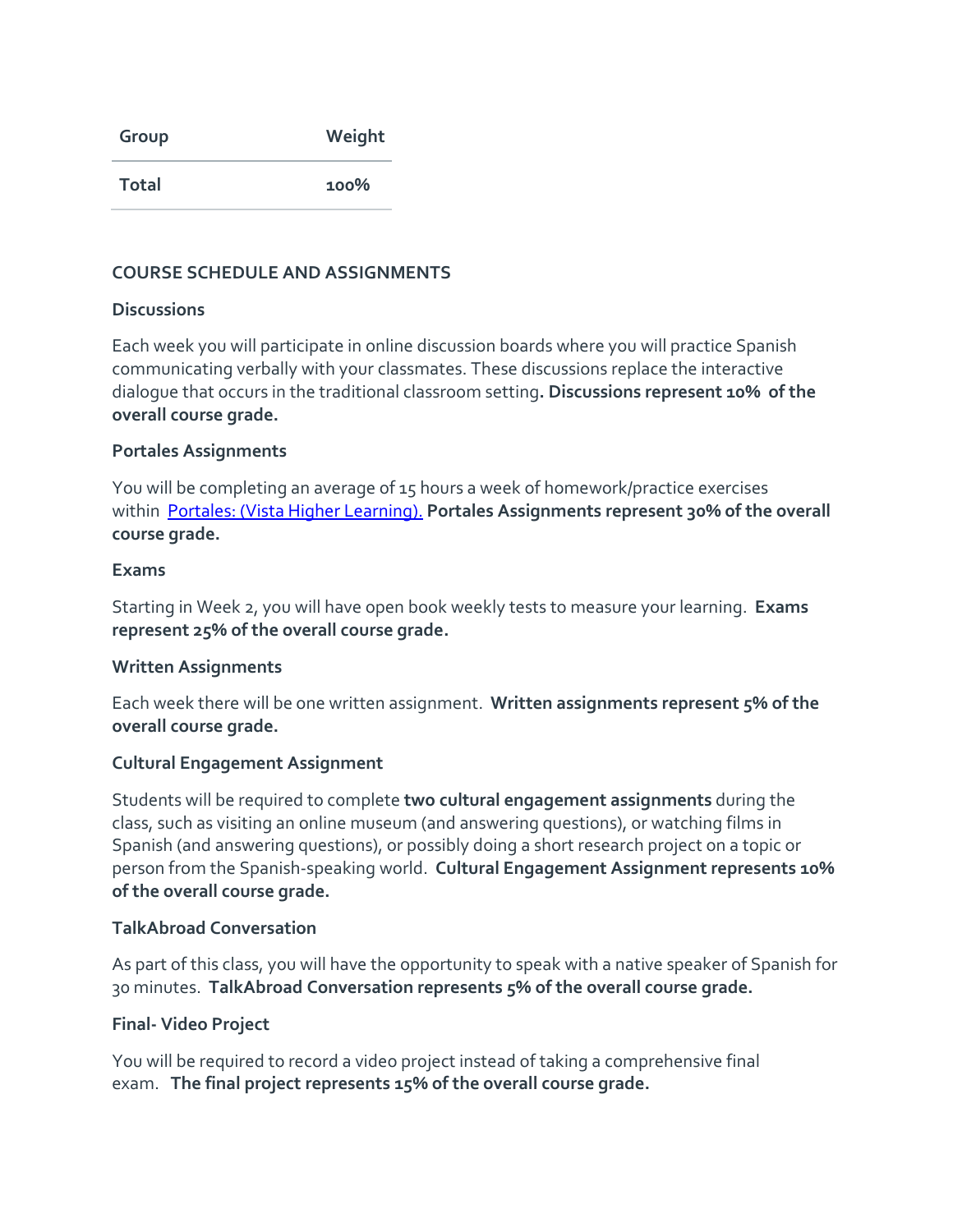| Group | Weight |
| --- | --- |
| Total | 100% |

## COURSE SCHEDULE AND ASSIGNMENTS

### Discussions

Each week you will participate in online discussion boards where you will practice Spanish communicating verbally with your classmates. These discussions replace the interactive dialogue that occurs in the traditional classroom setting**. Discussions represent 10% of the overall course grade.**

### Portales Assignments

You will be completing an average of 15 hours a week of homework/practice exercises within [Portales: (Vista Higher Learning).](#) **Portales Assignments represent 30% of the overall course grade.**

### Exams

Starting in Week 2, you will have open book weekly tests to measure your learning. **Exams represent 25% of the overall course grade.**

### Written Assignments

Each week there will be one written assignment. **Written assignments represent 5% of the overall course grade.**

### Cultural Engagement Assignment

Students will be required to complete **two cultural engagement assignments** during the class, such as visiting an online museum (and answering questions), or watching films in Spanish (and answering questions), or possibly doing a short research project on a topic or person from the Spanish-speaking world. **Cultural Engagement Assignment represents 10% of the overall course grade.**

### TalkAbroad Conversation

As part of this class, you will have the opportunity to speak with a native speaker of Spanish for 30 minutes. **TalkAbroad Conversation represents 5% of the overall course grade.**

### Final- Video Project

You will be required to record a video project instead of taking a comprehensive final exam. **The final project represents 15% of the overall course grade.**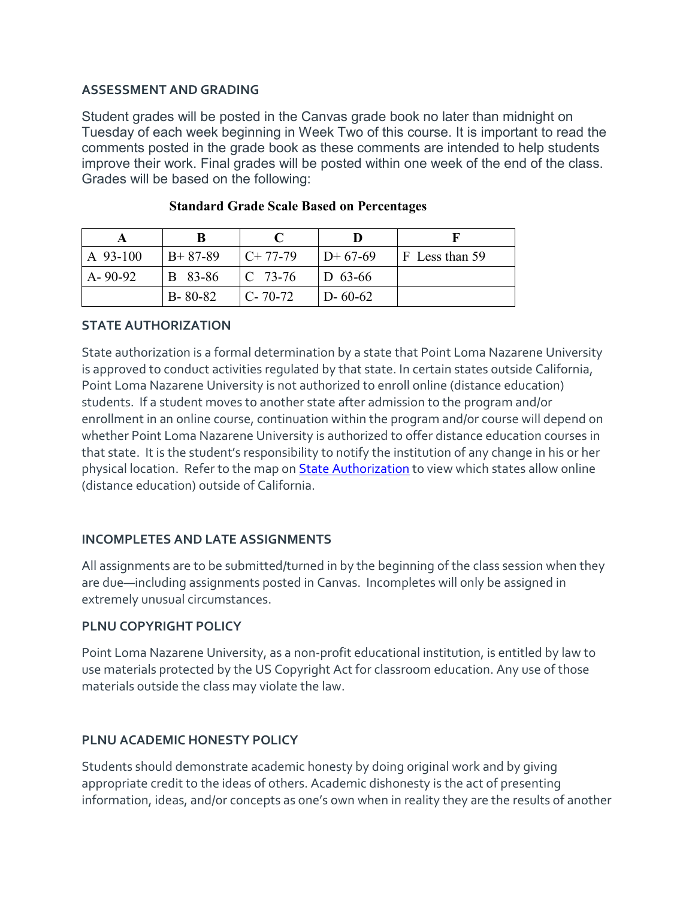## ASSESSMENT AND GRADING

Student grades will be posted in the Canvas grade book no later than midnight on Tuesday of each week beginning in Week Two of this course. It is important to read the comments posted in the grade book as these comments are intended to help students improve their work. Final grades will be posted within one week of the end of the class. Grades will be based on the following:

**Standard Grade Scale Based on Percentages**

| A | B | C | D | F |
|---|---|---|---|---|
| A 93-100 | B+ 87-89 | C+ 77-79 | D+ 67-69 | F Less than 59 |
| A- 90-92 | B 83-86 | C 73-76 | D 63-66 | |
| | B- 80-82 | C- 70-72 | D- 60-62 | |

## STATE AUTHORIZATION

State authorization is a formal determination by a state that Point Loma Nazarene University is approved to conduct activities regulated by that state. In certain states outside California, Point Loma Nazarene University is not authorized to enroll online (distance education) students. If a student moves to another state after admission to the program and/or enrollment in an online course, continuation within the program and/or course will depend on whether Point Loma Nazarene University is authorized to offer distance education courses in that state. It is the student's responsibility to notify the institution of any change in his or her physical location. Refer to the map on State Authorization to view which states allow online (distance education) outside of California.

## INCOMPLETES AND LATE ASSIGNMENTS

All assignments are to be submitted/turned in by the beginning of the class session when they are due—including assignments posted in Canvas. Incompletes will only be assigned in extremely unusual circumstances.

## PLNU COPYRIGHT POLICY

Point Loma Nazarene University, as a non-profit educational institution, is entitled by law to use materials protected by the US Copyright Act for classroom education. Any use of those materials outside the class may violate the law.

## PLNU ACADEMIC HONESTY POLICY

Students should demonstrate academic honesty by doing original work and by giving appropriate credit to the ideas of others. Academic dishonesty is the act of presenting information, ideas, and/or concepts as one's own when in reality they are the results of another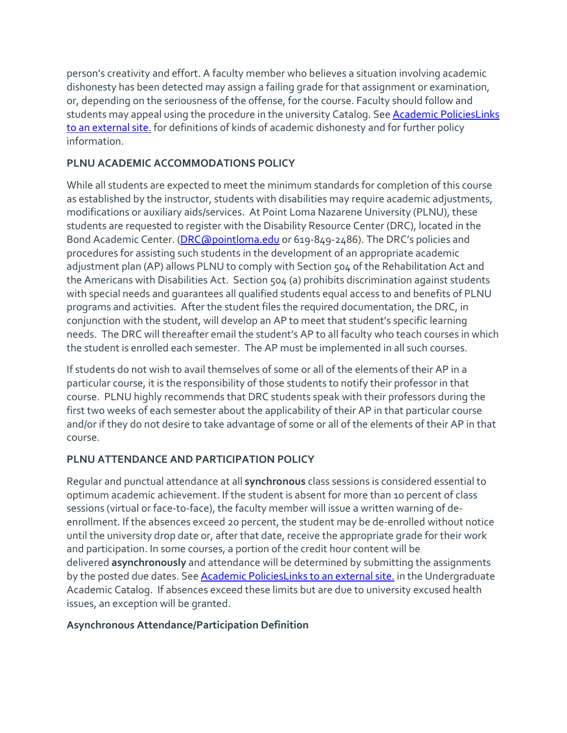person's creativity and effort. A faculty member who believes a situation involving academic dishonesty has been detected may assign a failing grade for that assignment or examination, or, depending on the seriousness of the offense, for the course. Faculty should follow and students may appeal using the procedure in the university Catalog. See [Academic PoliciesLinks to an external site.]() for definitions of kinds of academic dishonesty and for further policy information.

**PLNU ACADEMIC ACCOMMODATIONS POLICY**

While all students are expected to meet the minimum standards for completion of this course as established by the instructor, students with disabilities may require academic adjustments, modifications or auxiliary aids/services. At Point Loma Nazarene University (PLNU), these students are requested to register with the Disability Resource Center (DRC), located in the Bond Academic Center. ([DRC@pointloma.edu](mailto:DRC@pointloma.edu) or 619-849-2486). The DRC's policies and procedures for assisting such students in the development of an appropriate academic adjustment plan (AP) allows PLNU to comply with Section 504 of the Rehabilitation Act and the Americans with Disabilities Act. Section 504 (a) prohibits discrimination against students with special needs and guarantees all qualified students equal access to and benefits of PLNU programs and activities. After the student files the required documentation, the DRC, in conjunction with the student, will develop an AP to meet that student's specific learning needs. The DRC will thereafter email the student's AP to all faculty who teach courses in which the student is enrolled each semester. The AP must be implemented in all such courses.

If students do not wish to avail themselves of some or all of the elements of their AP in a particular course, it is the responsibility of those students to notify their professor in that course. PLNU highly recommends that DRC students speak with their professors during the first two weeks of each semester about the applicability of their AP in that particular course and/or if they do not desire to take advantage of some or all of the elements of their AP in that course.

**PLNU ATTENDANCE AND PARTICIPATION POLICY**

Regular and punctual attendance at all **synchronous** class sessions is considered essential to optimum academic achievement. If the student is absent for more than 10 percent of class sessions (virtual or face-to-face), the faculty member will issue a written warning of de-enrollment. If the absences exceed 20 percent, the student may be de-enrolled without notice until the university drop date or, after that date, receive the appropriate grade for their work and participation. In some courses, a portion of the credit hour content will be delivered **asynchronously** and attendance will be determined by submitting the assignments by the posted due dates. See [Academic PoliciesLinks to an external site.]() in the Undergraduate Academic Catalog. If absences exceed these limits but are due to university excused health issues, an exception will be granted.

**Asynchronous Attendance/Participation Definition**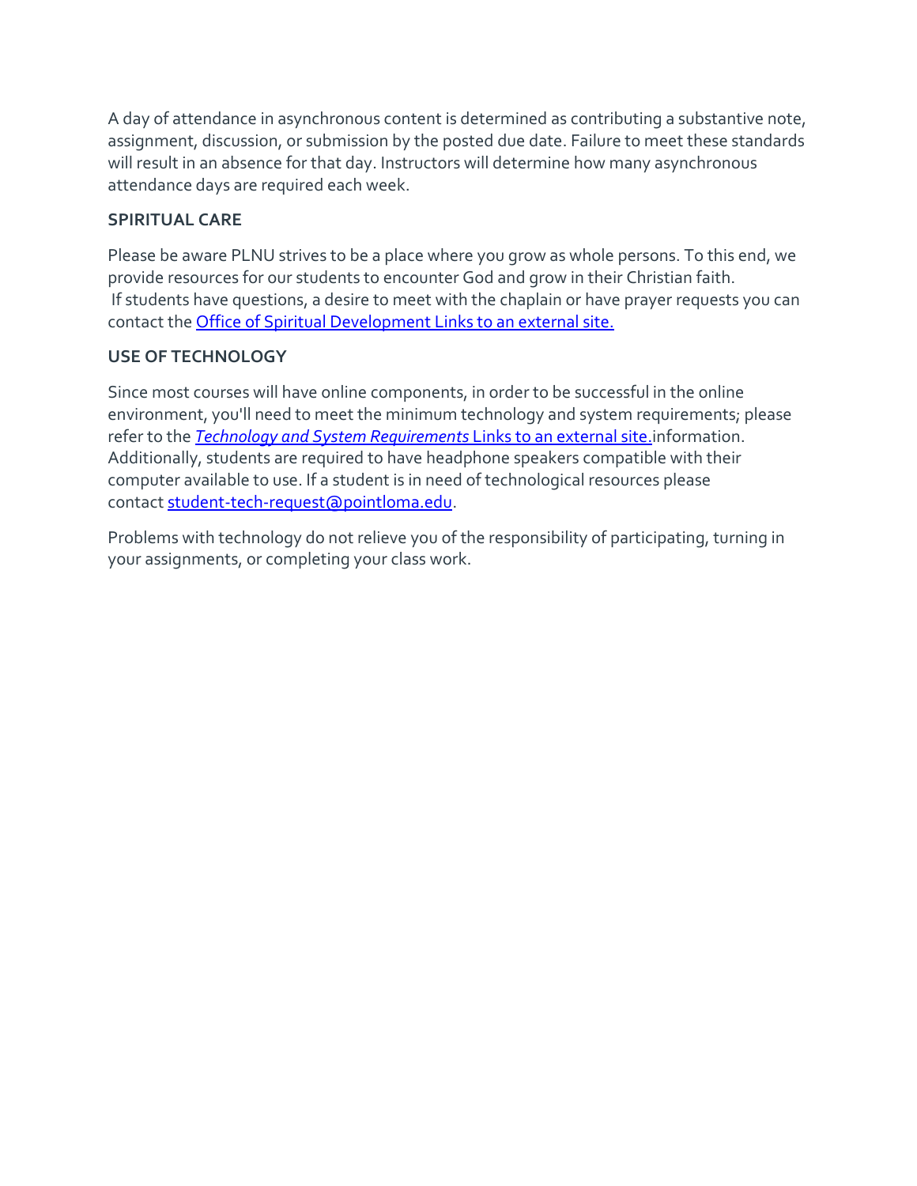A day of attendance in asynchronous content is determined as contributing a substantive note, assignment, discussion, or submission by the posted due date. Failure to meet these standards will result in an absence for that day. Instructors will determine how many asynchronous attendance days are required each week.

**SPIRITUAL CARE**

Please be aware PLNU strives to be a place where you grow as whole persons. To this end, we provide resources for our students to encounter God and grow in their Christian faith. If students have questions, a desire to meet with the chaplain or have prayer requests you can contact the Office of Spiritual Development Links to an external site.

**USE OF TECHNOLOGY**

Since most courses will have online components, in order to be successful in the online environment, you'll need to meet the minimum technology and system requirements; please refer to the *Technology and System Requirements* Links to an external site.information. Additionally, students are required to have headphone speakers compatible with their computer available to use. If a student is in need of technological resources please contact student-tech-request@pointloma.edu.

Problems with technology do not relieve you of the responsibility of participating, turning in your assignments, or completing your class work.